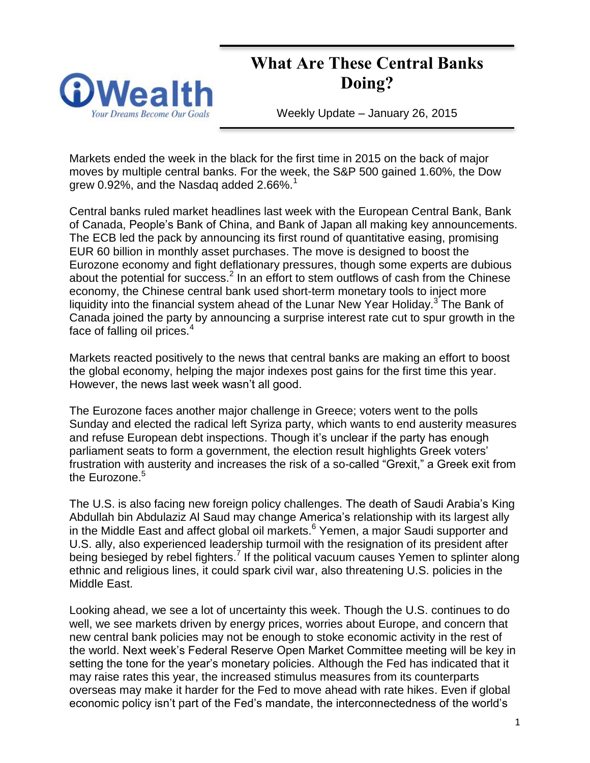# What Are These Central Banks Doing?

Weekly Update – January 26, 2015

Markets ended the week in the black for the first time in 2015 on the back of major moves by multiple central banks. For the week, the S&P 500 gained 1.60%, the Dow grew 0.92%, and the Nasdaq added 2.66%.[1]

Central banks ruled market headlines last week with the European Central Bank, Bank of Canada, People's Bank of China, and Bank of Japan all making key announcements. The ECB led the pack by announcing its first round of quantitative easing, promising EUR 60 billion in monthly asset purchases. The move is designed to boost the Eurozone economy and fight deflationary pressures, though some experts are dubious about the potential for success.[2] In an effort to stem outflows of cash from the Chinese economy, the Chinese central bank used short-term monetary tools to inject more liquidity into the financial system ahead of the Lunar New Year Holiday.[3] The Bank of Canada joined the party by announcing a surprise interest rate cut to spur growth in the face of falling oil prices.[4]

Markets reacted positively to the news that central banks are making an effort to boost the global economy, helping the major indexes post gains for the first time this year. However, the news last week wasn't all good.

The Eurozone faces another major challenge in Greece; voters went to the polls Sunday and elected the radical left Syriza party, which wants to end austerity measures and refuse European debt inspections. Though it's unclear if the party has enough parliament seats to form a government, the election result highlights Greek voters' frustration with austerity and increases the risk of a so-called "Grexit," a Greek exit from the Eurozone.[5]

The U.S. is also facing new foreign policy challenges. The death of Saudi Arabia's King Abdullah bin Abdulaziz Al Saud may change America's relationship with its largest ally in the Middle East and affect global oil markets.[6] Yemen, a major Saudi supporter and U.S. ally, also experienced leadership turmoil with the resignation of its president after being besieged by rebel fighters.[7] If the political vacuum causes Yemen to splinter along ethnic and religious lines, it could spark civil war, also threatening U.S. policies in the Middle East.

Looking ahead, we see a lot of uncertainty this week. Though the U.S. continues to do well, we see markets driven by energy prices, worries about Europe, and concern that new central bank policies may not be enough to stoke economic activity in the rest of the world. Next week's Federal Reserve Open Market Committee meeting will be key in setting the tone for the year's monetary policies. Although the Fed has indicated that it may raise rates this year, the increased stimulus measures from its counterparts overseas may make it harder for the Fed to move ahead with rate hikes. Even if global economic policy isn't part of the Fed's mandate, the interconnectedness of the world's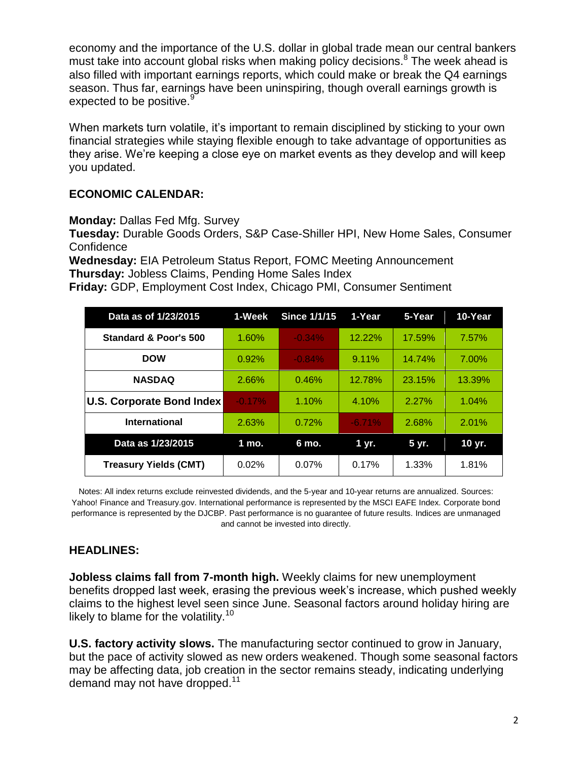economy and the importance of the U.S. dollar in global trade mean our central bankers must take into account global risks when making policy decisions.[8] The week ahead is also filled with important earnings reports, which could make or break the Q4 earnings season. Thus far, earnings have been uninspiring, though overall earnings growth is expected to be positive.[9]

When markets turn volatile, it's important to remain disciplined by sticking to your own financial strategies while staying flexible enough to take advantage of opportunities as they arise. We're keeping a close eye on market events as they develop and will keep you updated.

## ECONOMIC CALENDAR:

**Monday:** Dallas Fed Mfg. Survey
**Tuesday:** Durable Goods Orders, S&P Case-Shiller HPI, New Home Sales, Consumer Confidence
**Wednesday:** EIA Petroleum Status Report, FOMC Meeting Announcement
**Thursday:** Jobless Claims, Pending Home Sales Index
**Friday:** GDP, Employment Cost Index, Chicago PMI, Consumer Sentiment

| Data as of 1/23/2015 | 1-Week | Since 1/1/15 | 1-Year | 5-Year | 10-Year |
|---|---|---|---|---|---|
| Standard & Poor's 500 | 1.60% | -0.34% | 12.22% | 17.59% | 7.57% |
| DOW | 0.92% | -0.84% | 9.11% | 14.74% | 7.00% |
| NASDAQ | 2.66% | 0.46% | 12.78% | 23.15% | 13.39% |
| U.S. Corporate Bond Index | -0.17% | 1.10% | 4.10% | 2.27% | 1.04% |
| International | 2.63% | 0.72% | -6.71% | 2.68% | 2.01% |
| **Data as 1/23/2015** | **1 mo.** | **6 mo.** | **1 yr.** | **5 yr.** | **10 yr.** |
| Treasury Yields (CMT) | 0.02% | 0.07% | 0.17% | 1.33% | 1.81% |

Notes: All index returns exclude reinvested dividends, and the 5-year and 10-year returns are annualized. Sources: Yahoo! Finance and Treasury.gov. International performance is represented by the MSCI EAFE Index. Corporate bond performance is represented by the DJCBP. Past performance is no guarantee of future results. Indices are unmanaged and cannot be invested into directly.

## HEADLINES:

**Jobless claims fall from 7-month high.** Weekly claims for new unemployment benefits dropped last week, erasing the previous week's increase, which pushed weekly claims to the highest level seen since June. Seasonal factors around holiday hiring are likely to blame for the volatility.[10]

**U.S. factory activity slows.** The manufacturing sector continued to grow in January, but the pace of activity slowed as new orders weakened. Though some seasonal factors may be affecting data, job creation in the sector remains steady, indicating underlying demand may not have dropped.[11]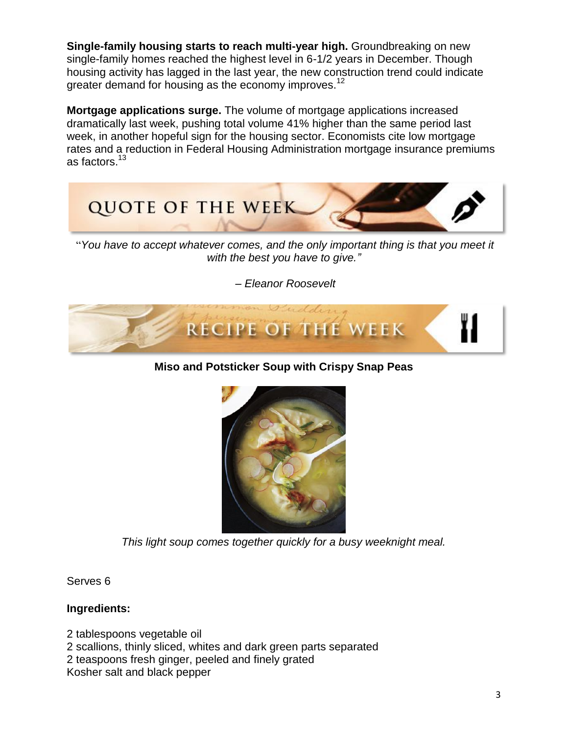**Single-family housing starts to reach multi-year high.** Groundbreaking on new single-family homes reached the highest level in 6-1/2 years in December. Though housing activity has lagged in the last year, the new construction trend could indicate greater demand for housing as the economy improves.[12]

**Mortgage applications surge.** The volume of mortgage applications increased dramatically last week, pushing total volume 41% higher than the same period last week, in another hopeful sign for the housing sector. Economists cite low mortgage rates and a reduction in Federal Housing Administration mortgage insurance premiums as factors.[13]

## QUOTE OF THE WEEK

"*You have to accept whatever comes, and the only important thing is that you meet it with the best you have to give."*

*– Eleanor Roosevelt*

## RECIPE OF THE WEEK

**Miso and Potsticker Soup with Crispy Snap Peas**

*This light soup comes together quickly for a busy weeknight meal.*

Serves 6

**Ingredients:**

2 tablespoons vegetable oil
2 scallions, thinly sliced, whites and dark green parts separated
2 teaspoons fresh ginger, peeled and finely grated
Kosher salt and black pepper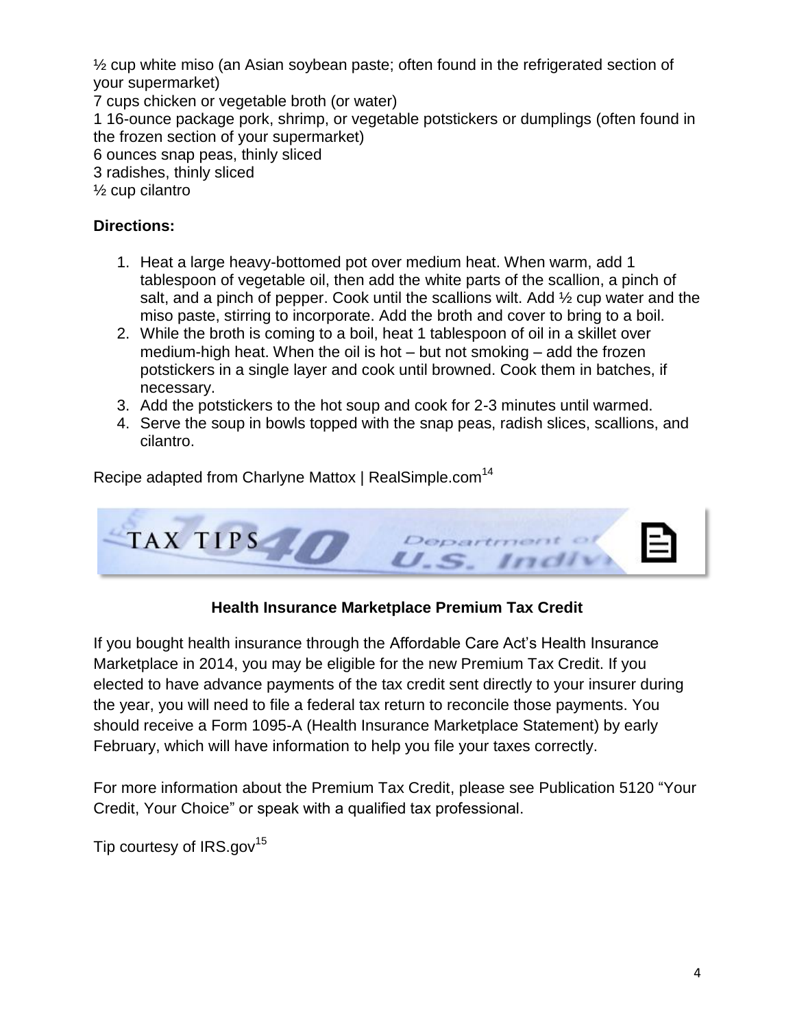½ cup white miso (an Asian soybean paste; often found in the refrigerated section of your supermarket)
7 cups chicken or vegetable broth (or water)
1 16-ounce package pork, shrimp, or vegetable potstickers or dumplings (often found in the frozen section of your supermarket)
6 ounces snap peas, thinly sliced
3 radishes, thinly sliced
½ cup cilantro

**Directions:**

1. Heat a large heavy-bottomed pot over medium heat. When warm, add 1 tablespoon of vegetable oil, then add the white parts of the scallion, a pinch of salt, and a pinch of pepper. Cook until the scallions wilt. Add ½ cup water and the miso paste, stirring to incorporate. Add the broth and cover to bring to a boil.
2. While the broth is coming to a boil, heat 1 tablespoon of oil in a skillet over medium-high heat. When the oil is hot – but not smoking – add the frozen potstickers in a single layer and cook until browned. Cook them in batches, if necessary.
3. Add the potstickers to the hot soup and cook for 2-3 minutes until warmed.
4. Serve the soup in bowls topped with the snap peas, radish slices, scallions, and cilantro.

Recipe adapted from Charlyne Mattox | RealSimple.com[14]

## TAX TIPS

### Health Insurance Marketplace Premium Tax Credit

If you bought health insurance through the Affordable Care Act's Health Insurance Marketplace in 2014, you may be eligible for the new Premium Tax Credit. If you elected to have advance payments of the tax credit sent directly to your insurer during the year, you will need to file a federal tax return to reconcile those payments. You should receive a Form 1095-A (Health Insurance Marketplace Statement) by early February, which will have information to help you file your taxes correctly.

For more information about the Premium Tax Credit, please see Publication 5120 "Your Credit, Your Choice" or speak with a qualified tax professional.

Tip courtesy of IRS.gov[15]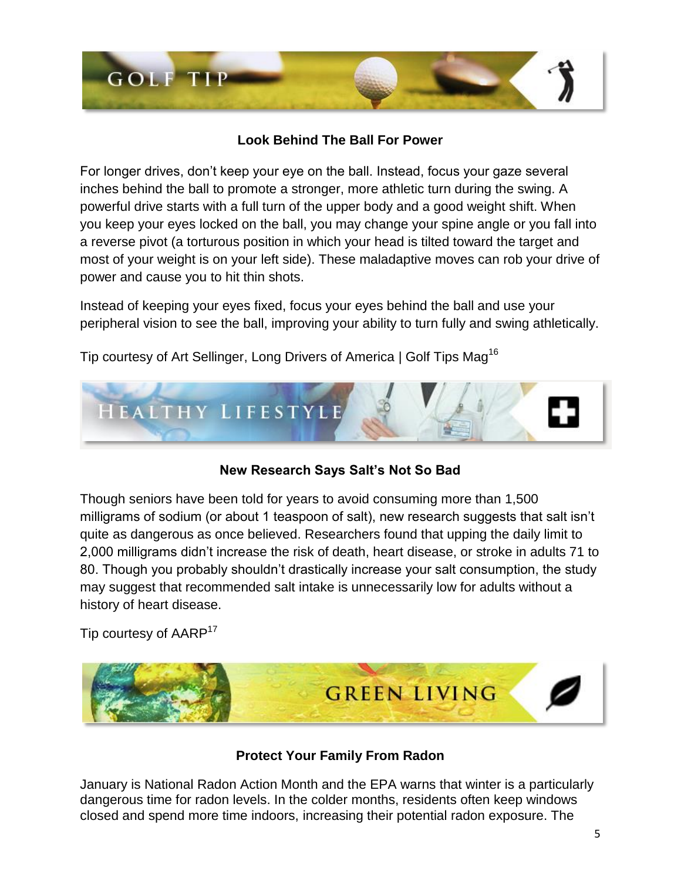## GOLF TIP

### Look Behind The Ball For Power

For longer drives, don't keep your eye on the ball. Instead, focus your gaze several inches behind the ball to promote a stronger, more athletic turn during the swing. A powerful drive starts with a full turn of the upper body and a good weight shift. When you keep your eyes locked on the ball, you may change your spine angle or you fall into a reverse pivot (a torturous position in which your head is tilted toward the target and most of your weight is on your left side). These maladaptive moves can rob your drive of power and cause you to hit thin shots.

Instead of keeping your eyes fixed, focus your eyes behind the ball and use your peripheral vision to see the ball, improving your ability to turn fully and swing athletically.

Tip courtesy of Art Sellinger, Long Drivers of America | Golf Tips Mag[16]

## HEALTHY LIFESTYLE

### New Research Says Salt's Not So Bad

Though seniors have been told for years to avoid consuming more than 1,500 milligrams of sodium (or about 1 teaspoon of salt), new research suggests that salt isn't quite as dangerous as once believed. Researchers found that upping the daily limit to 2,000 milligrams didn't increase the risk of death, heart disease, or stroke in adults 71 to 80. Though you probably shouldn't drastically increase your salt consumption, the study may suggest that recommended salt intake is unnecessarily low for adults without a history of heart disease.

Tip courtesy of AARP[17]

## GREEN LIVING

### Protect Your Family From Radon

January is National Radon Action Month and the EPA warns that winter is a particularly dangerous time for radon levels. In the colder months, residents often keep windows closed and spend more time indoors, increasing their potential radon exposure. The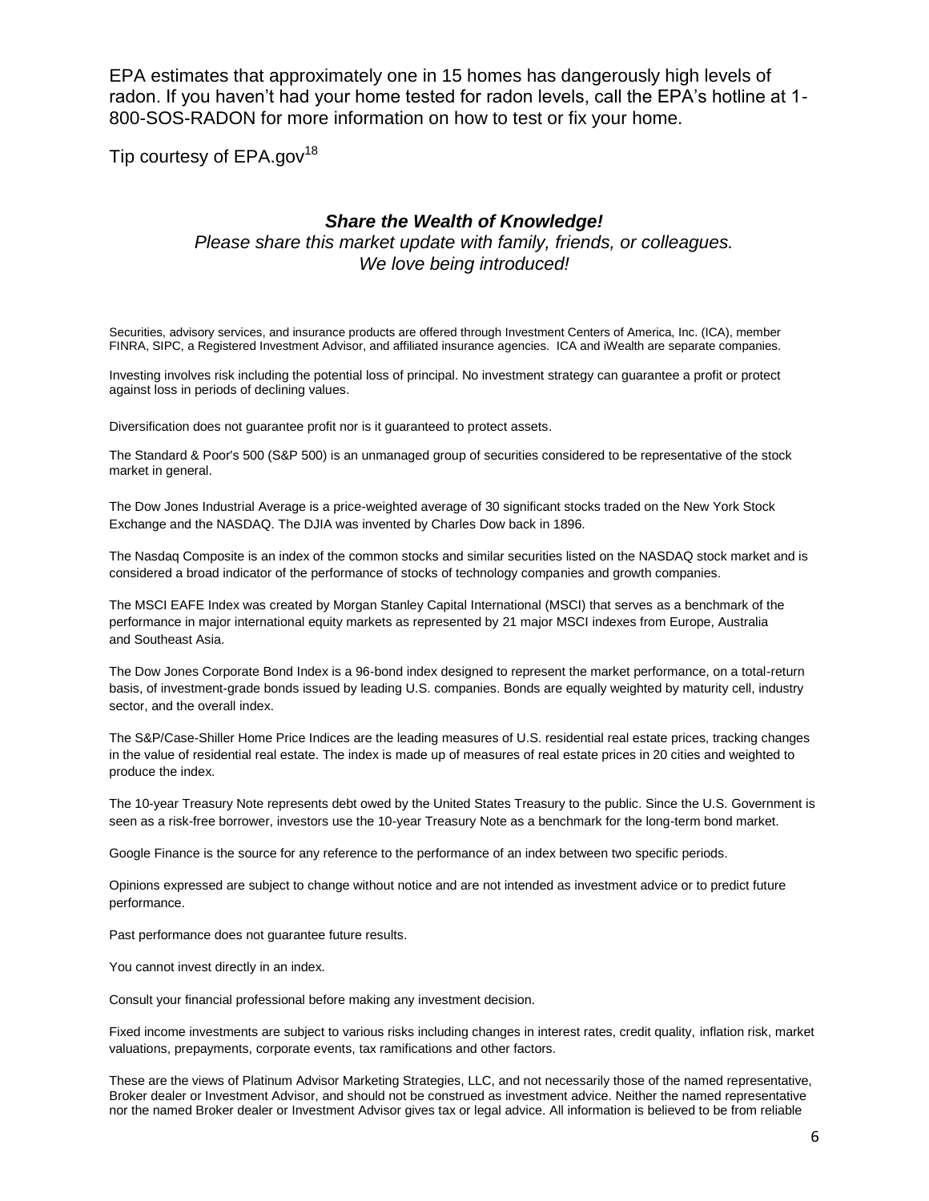EPA estimates that approximately one in 15 homes has dangerously high levels of radon. If you haven't had your home tested for radon levels, call the EPA's hotline at 1-800-SOS-RADON for more information on how to test or fix your home.

Tip courtesy of EPA.gov[18]

***Share the Wealth of Knowledge!***

*Please share this market update with family, friends, or colleagues.*
*We love being introduced!*

Securities, advisory services, and insurance products are offered through Investment Centers of America, Inc. (ICA), member FINRA, SIPC, a Registered Investment Advisor, and affiliated insurance agencies. ICA and iWealth are separate companies.

Investing involves risk including the potential loss of principal. No investment strategy can guarantee a profit or protect against loss in periods of declining values.

Diversification does not guarantee profit nor is it guaranteed to protect assets.

The Standard & Poor's 500 (S&P 500) is an unmanaged group of securities considered to be representative of the stock market in general.

The Dow Jones Industrial Average is a price-weighted average of 30 significant stocks traded on the New York Stock Exchange and the NASDAQ. The DJIA was invented by Charles Dow back in 1896.

The Nasdaq Composite is an index of the common stocks and similar securities listed on the NASDAQ stock market and is considered a broad indicator of the performance of stocks of technology companies and growth companies.

The MSCI EAFE Index was created by Morgan Stanley Capital International (MSCI) that serves as a benchmark of the performance in major international equity markets as represented by 21 major MSCI indexes from Europe, Australia and Southeast Asia.

The Dow Jones Corporate Bond Index is a 96-bond index designed to represent the market performance, on a total-return basis, of investment-grade bonds issued by leading U.S. companies. Bonds are equally weighted by maturity cell, industry sector, and the overall index.

The S&P/Case-Shiller Home Price Indices are the leading measures of U.S. residential real estate prices, tracking changes in the value of residential real estate. The index is made up of measures of real estate prices in 20 cities and weighted to produce the index.

The 10-year Treasury Note represents debt owed by the United States Treasury to the public. Since the U.S. Government is seen as a risk-free borrower, investors use the 10-year Treasury Note as a benchmark for the long-term bond market.

Google Finance is the source for any reference to the performance of an index between two specific periods.

Opinions expressed are subject to change without notice and are not intended as investment advice or to predict future performance.

Past performance does not guarantee future results.

You cannot invest directly in an index.

Consult your financial professional before making any investment decision.

Fixed income investments are subject to various risks including changes in interest rates, credit quality, inflation risk, market valuations, prepayments, corporate events, tax ramifications and other factors.

These are the views of Platinum Advisor Marketing Strategies, LLC, and not necessarily those of the named representative, Broker dealer or Investment Advisor, and should not be construed as investment advice. Neither the named representative nor the named Broker dealer or Investment Advisor gives tax or legal advice. All information is believed to be from reliable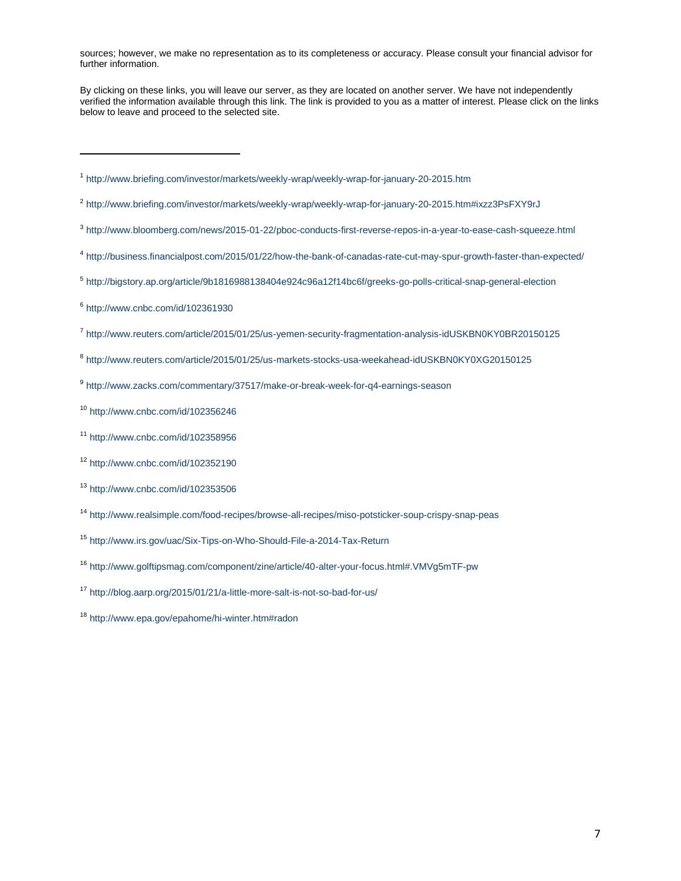sources; however, we make no representation as to its completeness or accuracy. Please consult your financial advisor for further information.

By clicking on these links, you will leave our server, as they are located on another server. We have not independently verified the information available through this link. The link is provided to you as a matter of interest. Please click on the links below to leave and proceed to the selected site.

---

[1] http://www.briefing.com/investor/markets/weekly-wrap/weekly-wrap-for-january-20-2015.htm

[2] http://www.briefing.com/investor/markets/weekly-wrap/weekly-wrap-for-january-20-2015.htm#ixzz3PsFXY9rJ

[3] http://www.bloomberg.com/news/2015-01-22/pboc-conducts-first-reverse-repos-in-a-year-to-ease-cash-squeeze.html

[4] http://business.financialpost.com/2015/01/22/how-the-bank-of-canadas-rate-cut-may-spur-growth-faster-than-expected/

[5] http://bigstory.ap.org/article/9b1816988138404e924c96a12f14bc6f/greeks-go-polls-critical-snap-general-election

[6] http://www.cnbc.com/id/102361930

[7] http://www.reuters.com/article/2015/01/25/us-yemen-security-fragmentation-analysis-idUSKBN0KY0BR20150125

[8] http://www.reuters.com/article/2015/01/25/us-markets-stocks-usa-weekahead-idUSKBN0KY0XG20150125

[9] http://www.zacks.com/commentary/37517/make-or-break-week-for-q4-earnings-season

[10] http://www.cnbc.com/id/102356246

[11] http://www.cnbc.com/id/102358956

[12] http://www.cnbc.com/id/102352190

[13] http://www.cnbc.com/id/102353506

[14] http://www.realsimple.com/food-recipes/browse-all-recipes/miso-potsticker-soup-crispy-snap-peas

[15] http://www.irs.gov/uac/Six-Tips-on-Who-Should-File-a-2014-Tax-Return

[16] http://www.golftipsmag.com/component/zine/article/40-alter-your-focus.html#.VMVg5mTF-pw

[17] http://blog.aarp.org/2015/01/21/a-little-more-salt-is-not-so-bad-for-us/

[18] http://www.epa.gov/epahome/hi-winter.htm#radon